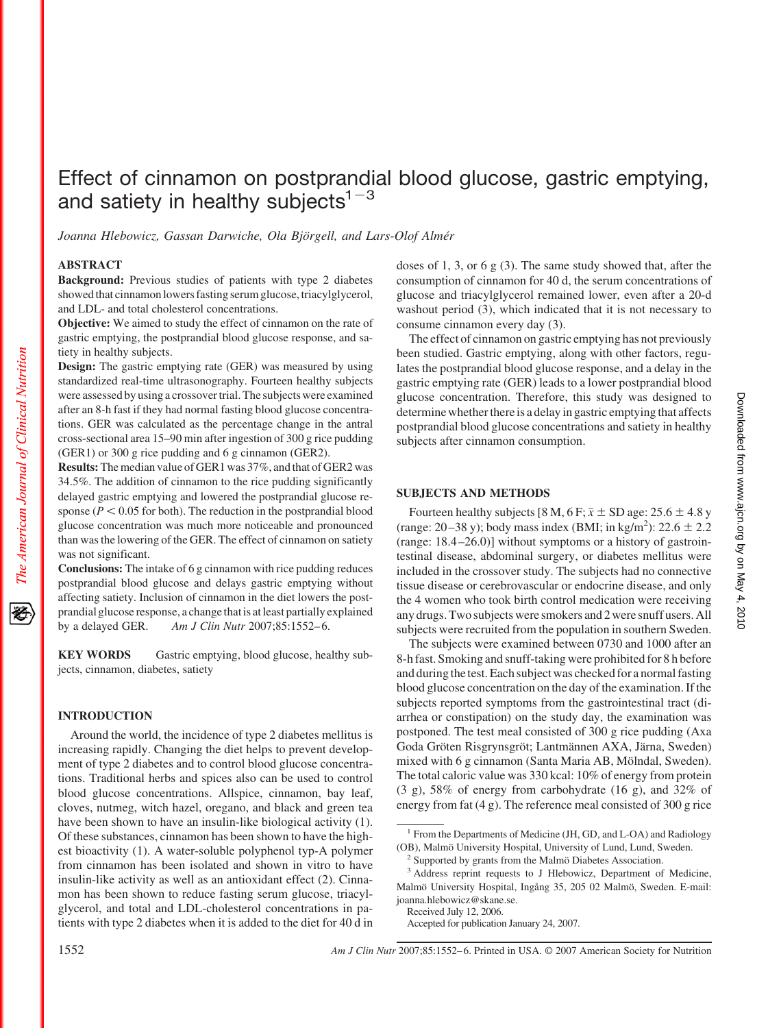# Effect of cinnamon on postprandial blood glucose, gastric emptying, and satiety in healthy subjects[1–3]

*Joanna Hlebowicz, Gassan Darwiche, Ola Björgell, and Lars-Olof Almér*

## ABSTRACT

**Background:** Previous studies of patients with type 2 diabetes showed that cinnamon lowers fasting serum glucose, triacylglycerol, and LDL- and total cholesterol concentrations.

**Objective:** We aimed to study the effect of cinnamon on the rate of gastric emptying, the postprandial blood glucose response, and satiety in healthy subjects.

**Design:** The gastric emptying rate (GER) was measured by using standardized real-time ultrasonography. Fourteen healthy subjects were assessed by using a crossover trial. The subjects were examined after an 8-h fast if they had normal fasting blood glucose concentrations. GER was calculated as the percentage change in the antral cross-sectional area 15–90 min after ingestion of 300 g rice pudding (GER1) or 300 g rice pudding and 6 g cinnamon (GER2).

**Results:** The median value of GER1 was 37%, and that of GER2 was 34.5%. The addition of cinnamon to the rice pudding significantly delayed gastric emptying and lowered the postprandial glucose response ($P < 0.05$ for both). The reduction in the postprandial blood glucose concentration was much more noticeable and pronounced than was the lowering of the GER. The effect of cinnamon on satiety was not significant.

**Conclusions:** The intake of 6 g cinnamon with rice pudding reduces postprandial blood glucose and delays gastric emptying without affecting satiety. Inclusion of cinnamon in the diet lowers the postprandial glucose response, a change that is at least partially explained by a delayed GER. *Am J Clin Nutr* 2007;85:1552–6.

**KEY WORDS** Gastric emptying, blood glucose, healthy subjects, cinnamon, diabetes, satiety

## INTRODUCTION

Around the world, the incidence of type 2 diabetes mellitus is increasing rapidly. Changing the diet helps to prevent development of type 2 diabetes and to control blood glucose concentrations. Traditional herbs and spices also can be used to control blood glucose concentrations. Allspice, cinnamon, bay leaf, cloves, nutmeg, witch hazel, oregano, and black and green tea have been shown to have an insulin-like biological activity (1). Of these substances, cinnamon has been shown to have the highest bioactivity (1). A water-soluble polyphenol typ-A polymer from cinnamon has been isolated and shown in vitro to have insulin-like activity as well as an antioxidant effect (2). Cinnamon has been shown to reduce fasting serum glucose, triacylglycerol, and total and LDL-cholesterol concentrations in patients with type 2 diabetes when it is added to the diet for 40 d in doses of 1, 3, or 6 g (3). The same study showed that, after the consumption of cinnamon for 40 d, the serum concentrations of glucose and triacylglycerol remained lower, even after a 20-d washout period (3), which indicated that it is not necessary to consume cinnamon every day (3).

The effect of cinnamon on gastric emptying has not previously been studied. Gastric emptying, along with other factors, regulates the postprandial blood glucose response, and a delay in the gastric emptying rate (GER) leads to a lower postprandial blood glucose concentration. Therefore, this study was designed to determine whether there is a delay in gastric emptying that affects postprandial blood glucose concentrations and satiety in healthy subjects after cinnamon consumption.

## SUBJECTS AND METHODS

Fourteen healthy subjects [8 M, 6 F; $\bar{x} \pm$ SD age: 25.6 ± 4.8 y (range: 20–38 y); body mass index (BMI; in kg/m$^2$): 22.6 ± 2.2 (range: 18.4–26.0)] without symptoms or a history of gastrointestinal disease, abdominal surgery, or diabetes mellitus were included in the crossover study. The subjects had no connective tissue disease or cerebrovascular or endocrine disease, and only the 4 women who took birth control medication were receiving any drugs. Two subjects were smokers and 2 were snuff users. All subjects were recruited from the population in southern Sweden.

The subjects were examined between 0730 and 1000 after an 8-h fast. Smoking and snuff-taking were prohibited for 8 h before and during the test. Each subject was checked for a normal fasting blood glucose concentration on the day of the examination. If the subjects reported symptoms from the gastrointestinal tract (diarrhea or constipation) on the study day, the examination was postponed. The test meal consisted of 300 g rice pudding (Axa Goda Gröten Risgrynsgröt; Lantmännen AXA, Järna, Sweden) mixed with 6 g cinnamon (Santa Maria AB, Mölndal, Sweden). The total caloric value was 330 kcal: 10% of energy from protein (3 g), 58% of energy from carbohydrate (16 g), and 32% of energy from fat (4 g). The reference meal consisted of 300 g rice

---

[1] From the Departments of Medicine (JH, GD, and L-OA) and Radiology (OB), Malmö University Hospital, University of Lund, Lund, Sweden.

[2] Supported by grants from the Malmö Diabetes Association.

[3] Address reprint requests to J Hlebowicz, Department of Medicine, Malmö University Hospital, Ingång 35, 205 02 Malmö, Sweden. E-mail: joanna.hlebowicz@skane.se.

Received July 12, 2006.

Accepted for publication January 24, 2007.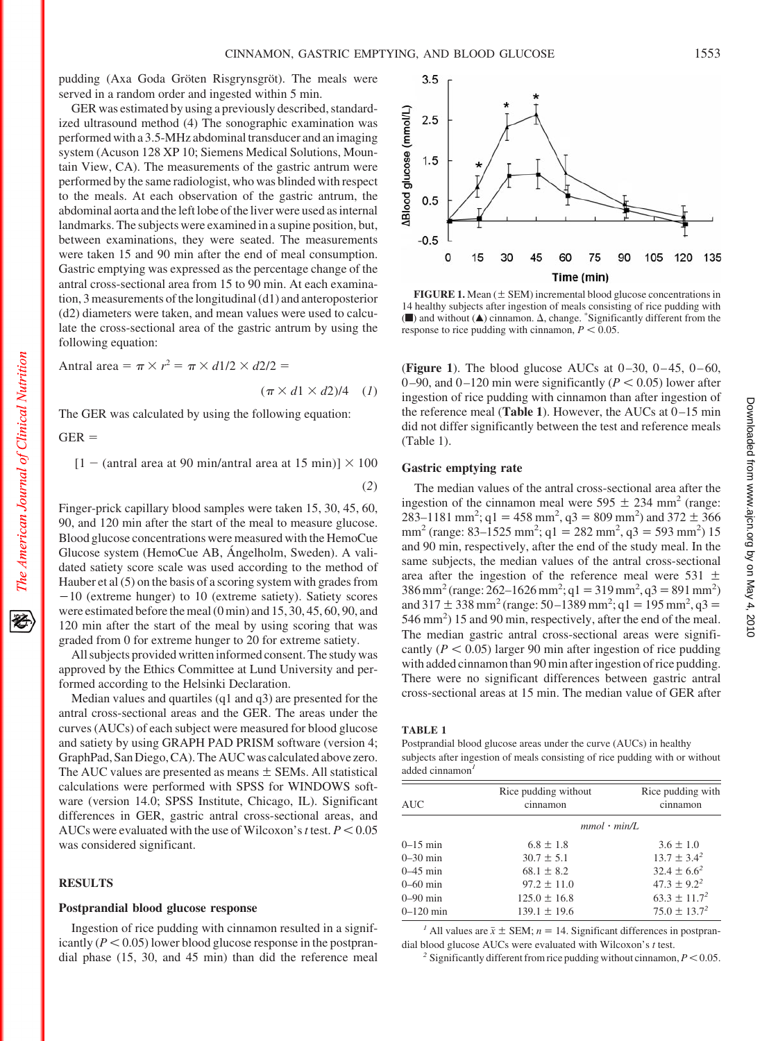pudding (Axa Goda Gröten Risgrynsgröt). The meals were served in a random order and ingested within 5 min.

GER was estimated by using a previously described, standardized ultrasound method (4) The sonographic examination was performed with a 3.5-MHz abdominal transducer and an imaging system (Acuson 128 XP 10; Siemens Medical Solutions, Mountain View, CA). The measurements of the gastric antrum were performed by the same radiologist, who was blinded with respect to the meals. At each observation of the gastric antrum, the abdominal aorta and the left lobe of the liver were used as internal landmarks. The subjects were examined in a supine position, but, between examinations, they were seated. The measurements were taken 15 and 90 min after the end of meal consumption. Gastric emptying was expressed as the percentage change of the antral cross-sectional area from 15 to 90 min. At each examination, 3 measurements of the longitudinal (d1) and anteroposterior (d2) diameters were taken, and mean values were used to calculate the cross-sectional area of the gastric antrum by using the following equation:

$$\text{Antral area} = \pi \times r^2 = \pi \times d1/2 \times d2/2 = (\pi \times d1 \times d2)/4 \quad (1)$$

The GER was calculated by using the following equation:

$$\text{GER} = [1 - (\text{antral area at 90 min}/\text{antral area at 15 min})] \times 100 \quad (2)$$

Finger-prick capillary blood samples were taken 15, 30, 45, 60, 90, and 120 min after the start of the meal to measure glucose. Blood glucose concentrations were measured with the HemoCue Glucose system (HemoCue AB, Ángelholm, Sweden). A validated satiety score scale was used according to the method of Hauber et al (5) on the basis of a scoring system with grades from −10 (extreme hunger) to 10 (extreme satiety). Satiety scores were estimated before the meal (0 min) and 15, 30, 45, 60, 90, and 120 min after the start of the meal by using scoring that was graded from 0 for extreme hunger to 20 for extreme satiety.

All subjects provided written informed consent. The study was approved by the Ethics Committee at Lund University and performed according to the Helsinki Declaration.

Median values and quartiles (q1 and q3) are presented for the antral cross-sectional areas and the GER. The areas under the curves (AUCs) of each subject were measured for blood glucose and satiety by using GRAPH PAD PRISM software (version 4; GraphPad, San Diego, CA). The AUC was calculated above zero. The AUC values are presented as means ± SEMs. All statistical calculations were performed with SPSS for WINDOWS software (version 14.0; SPSS Institute, Chicago, IL). Significant differences in GER, gastric antral cross-sectional areas, and AUCs were evaluated with the use of Wilcoxon's *t* test. $P < 0.05$ was considered significant.

## RESULTS

### Postprandial blood glucose response

Ingestion of rice pudding with cinnamon resulted in a significantly ($P < 0.05$) lower blood glucose response in the postprandial phase (15, 30, and 45 min) than did the reference meal (**Figure 1**). The blood glucose AUCs at 0–30, 0–45, 0–60, 0–90, and 0–120 min were significantly ($P < 0.05$) lower after ingestion of rice pudding with cinnamon than after ingestion of the reference meal (**Table 1**). However, the AUCs at 0–15 min did not differ significantly between the test and reference meals (Table 1).

**FIGURE 1.** Mean (± SEM) incremental blood glucose concentrations in 14 healthy subjects after ingestion of meals consisting of rice pudding with (■) and without (▲) cinnamon. Δ, change. *Significantly different from the response to rice pudding with cinnamon, $P < 0.05$.

### Gastric emptying rate

The median values of the antral cross-sectional area after the ingestion of the cinnamon meal were 595 ± 234 $mm^2$ (range: 283–1181 $mm^2$; q1 = 458 $mm^2$, q3 = 809 $mm^2$) and 372 ± 366 $mm^2$ (range: 83–1525 $mm^2$; q1 = 282 $mm^2$, q3 = 593 $mm^2$) 15 and 90 min, respectively, after the end of the study meal. In the same subjects, the median values of the antral cross-sectional area after the ingestion of the reference meal were 531 ± 386 $mm^2$ (range: 262–1626 $mm^2$; q1 = 319 $mm^2$, q3 = 891 $mm^2$) and 317 ± 338 $mm^2$ (range: 50–1389 $mm^2$; q1 = 195 $mm^2$, q3 = 546 $mm^2$) 15 and 90 min, respectively, after the end of the meal. The median gastric antral cross-sectional areas were significantly ($P < 0.05$) larger 90 min after ingestion of rice pudding with added cinnamon than 90 min after ingestion of rice pudding. There were no significant differences between gastric antral cross-sectional areas at 15 min. The median value of GER after

**TABLE 1**
Postprandial blood glucose areas under the curve (AUCs) in healthy subjects after ingestion of meals consisting of rice pudding with or without added cinnamon[1]

| AUC | Rice pudding without cinnamon | Rice pudding with cinnamon |
|---|---|---|
| | *mmol · min/L* | |
| 0–15 min | 6.8 ± 1.8 | 3.6 ± 1.0 |
| 0–30 min | 30.7 ± 5.1 | 13.7 ± 3.4[2] |
| 0–45 min | 68.1 ± 8.2 | 32.4 ± 6.6[2] |
| 0–60 min | 97.2 ± 11.0 | 47.3 ± 9.2[2] |
| 0–90 min | 125.0 ± 16.8 | 63.3 ± 11.7[2] |
| 0–120 min | 139.1 ± 19.6 | 75.0 ± 13.7[2] |

[1] All values are $\bar{x}$ ± SEM; $n = 14$. Significant differences in postprandial blood glucose AUCs were evaluated with Wilcoxon's *t* test.

[2] Significantly different from rice pudding without cinnamon, $P < 0.05$.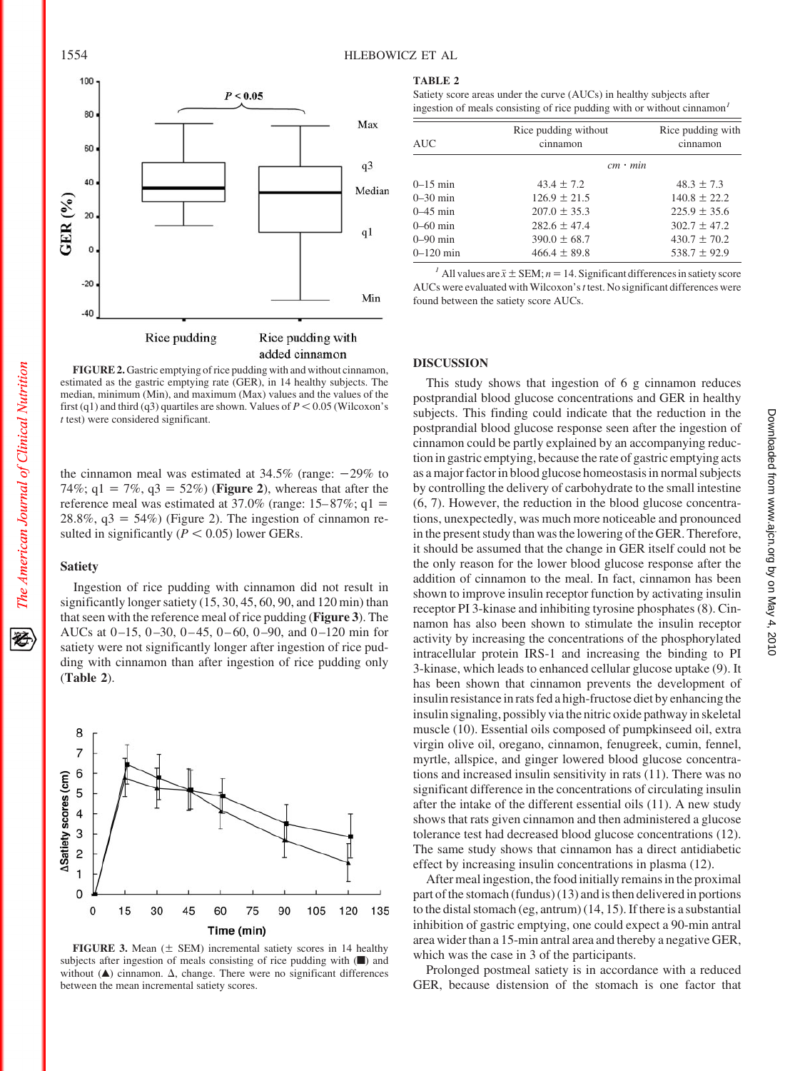FIGURE 2. Gastric emptying of rice pudding with and without cinnamon, estimated as the gastric emptying rate (GER), in 14 healthy subjects. The median, minimum (Min), and maximum (Max) values and the values of the first (q1) and third (q3) quartiles are shown. Values of $P < 0.05$ (Wilcoxon's $t$ test) were considered significant.

the cinnamon meal was estimated at 34.5% (range: −29% to 74%; q1 = 7%, q3 = 52%) (**Figure 2**), whereas that after the reference meal was estimated at 37.0% (range: 15–87%; q1 = 28.8%, q3 = 54%) (Figure 2). The ingestion of cinnamon resulted in significantly ($P < 0.05$) lower GERs.

### Satiety

Ingestion of rice pudding with cinnamon did not result in significantly longer satiety (15, 30, 45, 60, 90, and 120 min) than that seen with the reference meal of rice pudding (**Figure 3**). The AUCs at 0–15, 0–30, 0–45, 0–60, 0–90, and 0–120 min for satiety were not significantly longer after ingestion of rice pudding with cinnamon than after ingestion of rice pudding only (**Table 2**).

FIGURE 3. Mean (± SEM) incremental satiety scores in 14 healthy subjects after ingestion of meals consisting of rice pudding with (■) and without (▲) cinnamon. Δ, change. There were no significant differences between the mean incremental satiety scores.

**TABLE 2**
Satiety score areas under the curve (AUCs) in healthy subjects after ingestion of meals consisting of rice pudding with or without cinnamon[1]

| AUC | Rice pudding without cinnamon | Rice pudding with cinnamon |
|---|---|---|
| | *cm · min* | |
| 0–15 min | 43.4 ± 7.2 | 48.3 ± 7.3 |
| 0–30 min | 126.9 ± 21.5 | 140.8 ± 22.2 |
| 0–45 min | 207.0 ± 35.3 | 225.9 ± 35.6 |
| 0–60 min | 282.6 ± 47.4 | 302.7 ± 47.2 |
| 0–90 min | 390.0 ± 68.7 | 430.7 ± 70.2 |
| 0–120 min | 466.4 ± 89.8 | 538.7 ± 92.9 |

[1] All values are $\bar{x}$ ± SEM; $n = 14$. Significant differences in satiety score AUCs were evaluated with Wilcoxon's $t$ test. No significant differences were found between the satiety score AUCs.

## DISCUSSION

This study shows that ingestion of 6 g cinnamon reduces postprandial blood glucose concentrations and GER in healthy subjects. This finding could indicate that the reduction in the postprandial blood glucose response seen after the ingestion of cinnamon could be partly explained by an accompanying reduction in gastric emptying, because the rate of gastric emptying acts as a major factor in blood glucose homeostasis in normal subjects by controlling the delivery of carbohydrate to the small intestine (6, 7). However, the reduction in the blood glucose concentrations, unexpectedly, was much more noticeable and pronounced in the present study than was the lowering of the GER. Therefore, it should be assumed that the change in GER itself could not be the only reason for the lower blood glucose response after the addition of cinnamon to the meal. In fact, cinnamon has been shown to improve insulin receptor function by activating insulin receptor PI 3-kinase and inhibiting tyrosine phosphates (8). Cinnamon has also been shown to stimulate the insulin receptor activity by increasing the concentrations of the phosphorylated intracellular protein IRS-1 and increasing the binding to PI 3-kinase, which leads to enhanced cellular glucose uptake (9). It has been shown that cinnamon prevents the development of insulin resistance in rats fed a high-fructose diet by enhancing the insulin signaling, possibly via the nitric oxide pathway in skeletal muscle (10). Essential oils composed of pumpkinseed oil, extra virgin olive oil, oregano, cinnamon, fenugreek, cumin, fennel, myrtle, allspice, and ginger lowered blood glucose concentrations and increased insulin sensitivity in rats (11). There was no significant difference in the concentrations of circulating insulin after the intake of the different essential oils (11). A new study shows that rats given cinnamon and then administered a glucose tolerance test had decreased blood glucose concentrations (12). The same study shows that cinnamon has a direct antidiabetic effect by increasing insulin concentrations in plasma (12).

After meal ingestion, the food initially remains in the proximal part of the stomach (fundus) (13) and is then delivered in portions to the distal stomach (eg, antrum) (14, 15). If there is a substantial inhibition of gastric emptying, one could expect a 90-min antral area wider than a 15-min antral area and thereby a negative GER, which was the case in 3 of the participants.

Prolonged postmeal satiety is in accordance with a reduced GER, because distension of the stomach is one factor that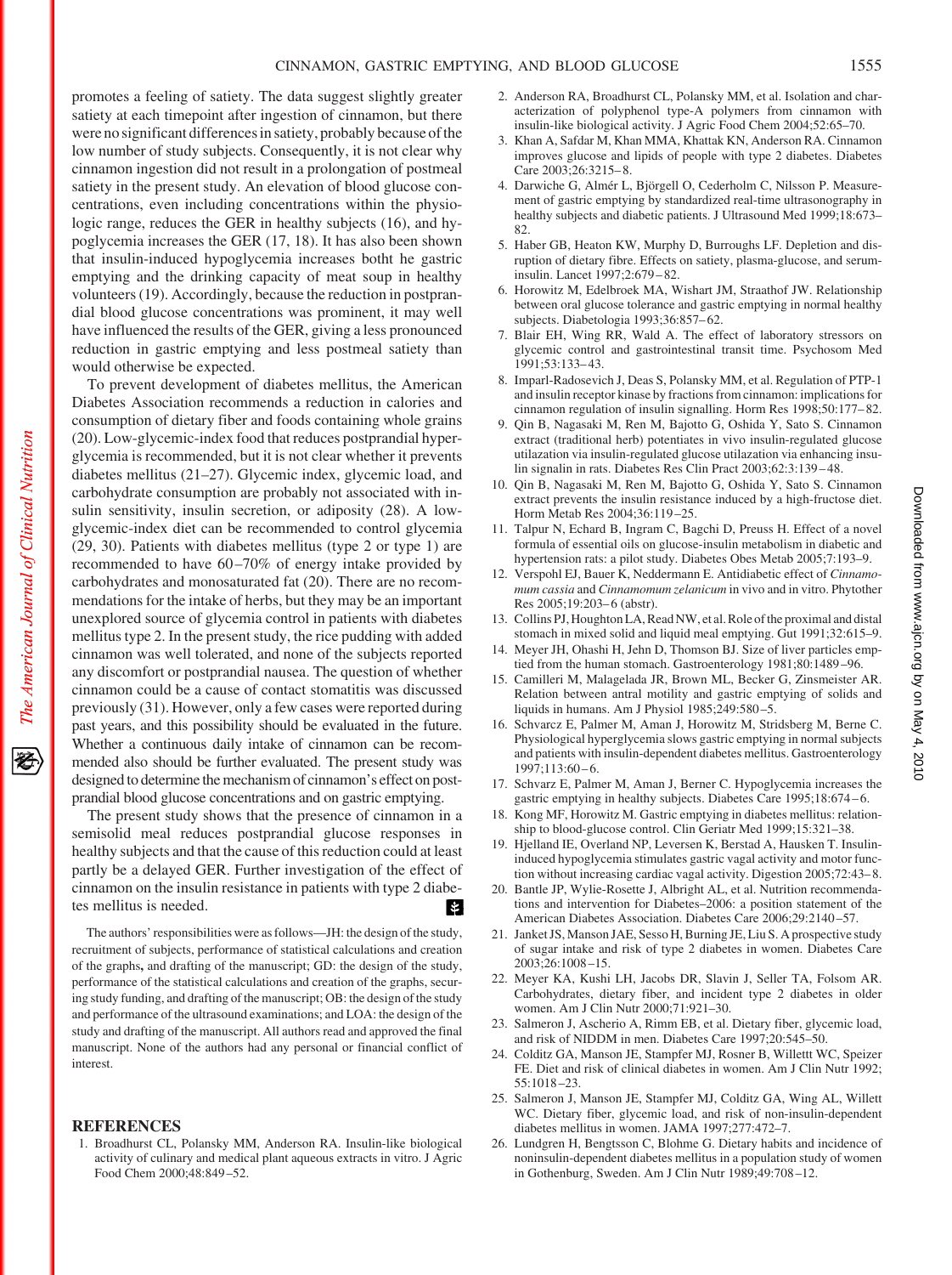promotes a feeling of satiety. The data suggest slightly greater satiety at each timepoint after ingestion of cinnamon, but there were no significant differences in satiety, probably because of the low number of study subjects. Consequently, it is not clear why cinnamon ingestion did not result in a prolongation of postmeal satiety in the present study. An elevation of blood glucose concentrations, even including concentrations within the physiologic range, reduces the GER in healthy subjects (16), and hypoglycemia increases the GER (17, 18). It has also been shown that insulin-induced hypoglycemia increases botht he gastric emptying and the drinking capacity of meat soup in healthy volunteers (19). Accordingly, because the reduction in postprandial blood glucose concentrations was prominent, it may well have influenced the results of the GER, giving a less pronounced reduction in gastric emptying and less postmeal satiety than would otherwise be expected.

To prevent development of diabetes mellitus, the American Diabetes Association recommends a reduction in calories and consumption of dietary fiber and foods containing whole grains (20). Low-glycemic-index food that reduces postprandial hyperglycemia is recommended, but it is not clear whether it prevents diabetes mellitus (21–27). Glycemic index, glycemic load, and carbohydrate consumption are probably not associated with insulin sensitivity, insulin secretion, or adiposity (28). A low-glycemic-index diet can be recommended to control glycemia (29, 30). Patients with diabetes mellitus (type 2 or type 1) are recommended to have 60–70% of energy intake provided by carbohydrates and monosaturated fat (20). There are no recommendations for the intake of herbs, but they may be an important unexplored source of glycemia control in patients with diabetes mellitus type 2. In the present study, the rice pudding with added cinnamon was well tolerated, and none of the subjects reported any discomfort or postprandial nausea. The question of whether cinnamon could be a cause of contact stomatitis was discussed previously (31). However, only a few cases were reported during past years, and this possibility should be evaluated in the future. Whether a continuous daily intake of cinnamon can be recommended also should be further evaluated. The present study was designed to determine the mechanism of cinnamon's effect on postprandial blood glucose concentrations and on gastric emptying.

The present study shows that the presence of cinnamon in a semisolid meal reduces postprandial glucose responses in healthy subjects and that the cause of this reduction could at least partly be a delayed GER. Further investigation of the effect of cinnamon on the insulin resistance in patients with type 2 diabetes mellitus is needed.

The authors' responsibilities were as follows—JH: the design of the study, recruitment of subjects, performance of statistical calculations and creation of the graphs**,** and drafting of the manuscript; GD: the design of the study, performance of the statistical calculations and creation of the graphs, securing study funding, and drafting of the manuscript; OB: the design of the study and performance of the ultrasound examinations; and LOA: the design of the study and drafting of the manuscript. All authors read and approved the final manuscript. None of the authors had any personal or financial conflict of interest.

## REFERENCES

1. Broadhurst CL, Polansky MM, Anderson RA. Insulin-like biological activity of culinary and medical plant aqueous extracts in vitro. J Agric Food Chem 2000;48:849–52.
2. Anderson RA, Broadhurst CL, Polansky MM, et al. Isolation and characterization of polyphenol type-A polymers from cinnamon with insulin-like biological activity. J Agric Food Chem 2004;52:65–70.
3. Khan A, Safdar M, Khan MMA, Khattak KN, Anderson RA. Cinnamon improves glucose and lipids of people with type 2 diabetes. Diabetes Care 2003;26:3215–8.
4. Darwiche G, Almér L, Björgell O, Cederholm C, Nilsson P. Measurement of gastric emptying by standardized real-time ultrasonography in healthy subjects and diabetic patients. J Ultrasound Med 1999;18:673–82.
5. Haber GB, Heaton KW, Murphy D, Burroughs LF. Depletion and disruption of dietary fibre. Effects on satiety, plasma-glucose, and serum-insulin. Lancet 1997;2:679–82.
6. Horowitz M, Edelbroek MA, Wishart JM, Straathof JW. Relationship between oral glucose tolerance and gastric emptying in normal healthy subjects. Diabetologia 1993;36:857–62.
7. Blair EH, Wing RR, Wald A. The effect of laboratory stressors on glycemic control and gastrointestinal transit time. Psychosom Med 1991;53:133–43.
8. Imparl-Radosevich J, Deas S, Polansky MM, et al. Regulation of PTP-1 and insulin receptor kinase by fractions from cinnamon: implications for cinnamon regulation of insulin signalling. Horm Res 1998;50:177–82.
9. Qin B, Nagasaki M, Ren M, Bajotto G, Oshida Y, Sato S. Cinnamon extract (traditional herb) potentiates in vivo insulin-regulated glucose utilazation via insulin-regulated glucose utilization via enhancing insulin signalin in rats. Diabetes Res Clin Pract 2003;62:3:139–48.
10. Qin B, Nagasaki M, Ren M, Bajotto G, Oshida Y, Sato S. Cinnamon extract prevents the insulin resistance induced by a high-fructose diet. Horm Metab Res 2004;36:119–25.
11. Talpur N, Echard B, Ingram C, Bagchi D, Preuss H. Effect of a novel formula of essential oils on glucose-insulin metabolism in diabetic and hypertension rats: a pilot study. Diabetes Obes Metab 2005;7:193–9.
12. Verspohl EJ, Bauer K, Neddermann E. Antidiabetic effect of *Cinnamomum cassia* and *Cinnamomum zelanicum* in vivo and in vitro. Phytother Res 2005;19:203–6 (abstr).
13. Collins PJ, Houghton LA, Read NW, et al. Role of the proximal and distal stomach in mixed solid and liquid meal emptying. Gut 1991;32:615–9.
14. Meyer JH, Ohashi H, Jehn D, Thomson BJ. Size of liver particles emptied from the human stomach. Gastroenterology 1981;80:1489–96.
15. Camilleri M, Malagelada JR, Brown ML, Becker G, Zinsmeister AR. Relation between antral motility and gastric emptying of solids and liquids in humans. Am J Physiol 1985;249:580–5.
16. Schvarcz E, Palmer M, Aman J, Horowitz M, Stridsberg M, Berne C. Physiological hyperglycemia slows gastric emptying in normal subjects and patients with insulin-dependent diabetes mellitus. Gastroenterology 1997;113:60–6.
17. Schvarz E, Palmer M, Aman J, Berner C. Hypoglycemia increases the gastric emptying in healthy subjects. Diabetes Care 1995;18:674–6.
18. Kong MF, Horowitz M. Gastric emptying in diabetes mellitus: relationship to blood-glucose control. Clin Geriatr Med 1999;15:321–38.
19. Hjelland IE, Overland NP, Leversen K, Berstad A, Hausken T. Insulin-induced hypoglycemia stimulates gastric vagal activity and motor function without increasing cardiac vagal activity. Digestion 2005;72:43–8.
20. Bantle JP, Wylie-Rosette J, Albright AL, et al. Nutrition recommendations and intervention for Diabetes–2006: a position statement of the American Diabetes Association. Diabetes Care 2006;29:2140–57.
21. Janket JS, Manson JAE, Sesso H, Burning JE, Liu S. A prospective study of sugar intake and risk of type 2 diabetes in women. Diabetes Care 2003;26:1008–15.
22. Meyer KA, Kushi LH, Jacobs DR, Slavin J, Seller TA, Folsom AR. Carbohydrates, dietary fiber, and incident type 2 diabetes in older women. Am J Clin Nutr 2000;71:921–30.
23. Salmeron J, Ascherio A, Rimm EB, et al. Dietary fiber, glycemic load, and risk of NIDDM in men. Diabetes Care 1997;20:545–50.
24. Colditz GA, Manson JE, Stampfer MJ, Rosner B, Willettt WC, Speizer FE. Diet and risk of clinical diabetes in women. Am J Clin Nutr 1992; 55:1018–23.
25. Salmeron J, Manson JE, Stampfer MJ, Colditz GA, Wing AL, Willett WC. Dietary fiber, glycemic load, and risk of non-insulin-dependent diabetes mellitus in women. JAMA 1997;277:472–7.
26. Lundgren H, Bengtsson C, Blohme G. Dietary habits and incidence of noninsulin-dependent diabetes mellitus in a population study of women in Gothenburg, Sweden. Am J Clin Nutr 1989;49:708–12.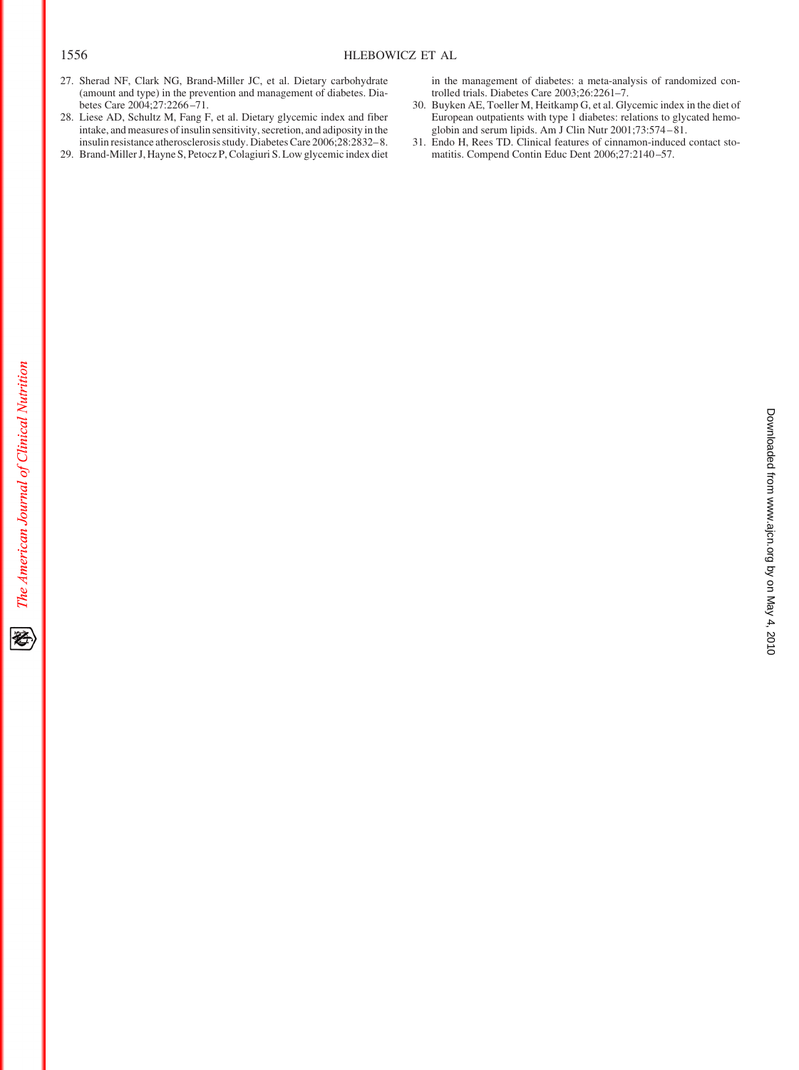27. Sherad NF, Clark NG, Brand-Miller JC, et al. Dietary carbohydrate (amount and type) in the prevention and management of diabetes. Diabetes Care 2004;27:2266–71.
28. Liese AD, Schultz M, Fang F, et al. Dietary glycemic index and fiber intake, and measures of insulin sensitivity, secretion, and adiposity in the insulin resistance atherosclerosis study. Diabetes Care 2006;28:2832–8.
29. Brand-Miller J, Hayne S, Petocz P, Colagiuri S. Low glycemic index diet in the management of diabetes: a meta-analysis of randomized controlled trials. Diabetes Care 2003;26:2261–7.
30. Buyken AE, Toeller M, Heitkamp G, et al. Glycemic index in the diet of European outpatients with type 1 diabetes: relations to glycated hemoglobin and serum lipids. Am J Clin Nutr 2001;73:574–81.
31. Endo H, Rees TD. Clinical features of cinnamon-induced contact stomatitis. Compend Contin Educ Dent 2006;27:2140–57.